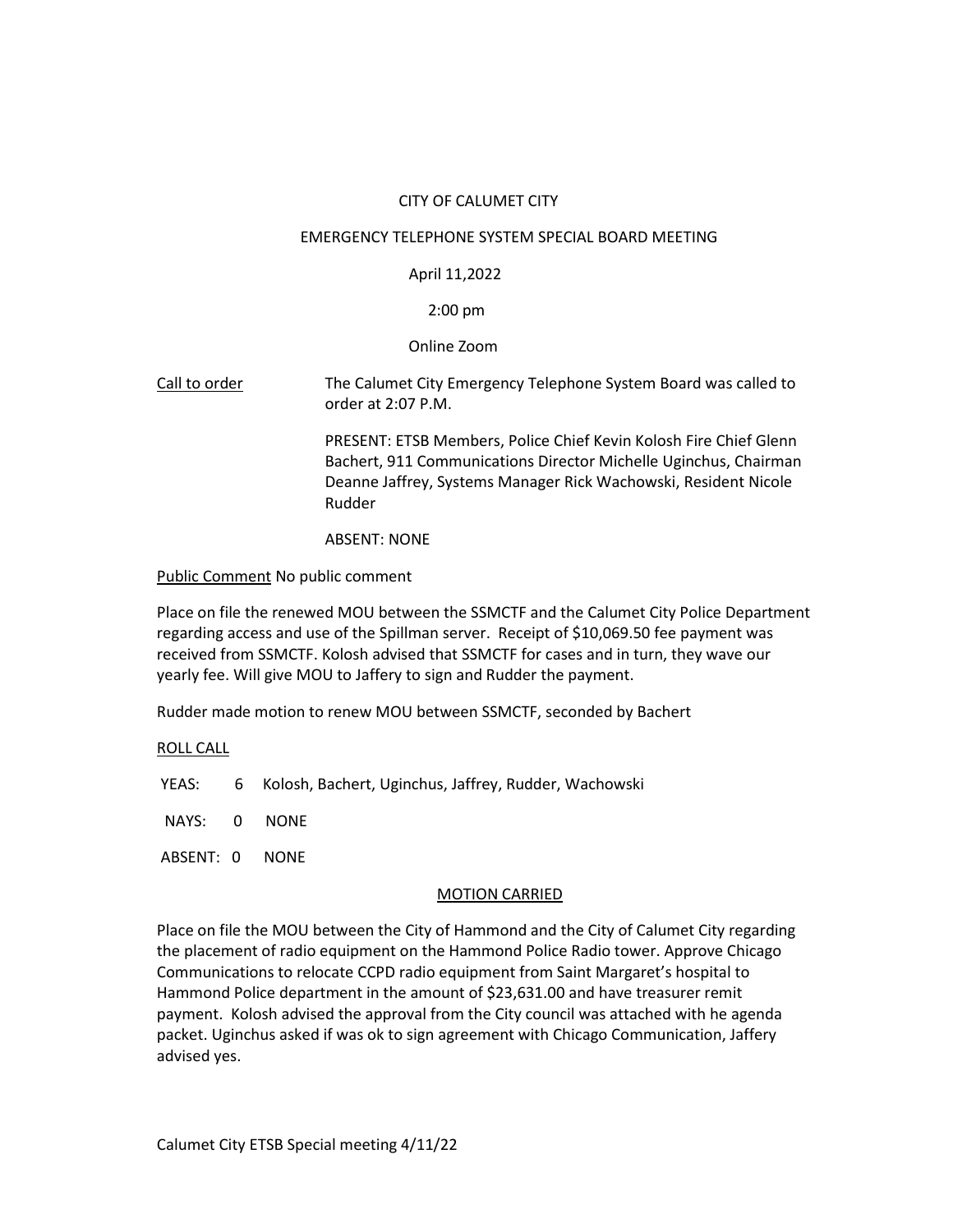CITY OF CALUMET CITY

EMERGENCY TELEPHONE SYSTEM SPECIAL BOARD MEETING

April 11,2022

2:00 pm

Online Zoom

Call to order The Calumet City Emergency Telephone System Board was called to order at 2:07 P.M.

PRESENT: ETSB Members, Police Chief Kevin Kolosh Fire Chief Glenn Bachert, 911 Communications Director Michelle Uginchus, Chairman Deanne Jaffrey, Systems Manager Rick Wachowski, Resident Nicole Rudder

ABSENT: NONE

Public Comment No public comment

Place on file the renewed MOU between the SSMCTF and the Calumet City Police Department regarding access and use of the Spillman server. Receipt of $10,069.50 fee payment was received from SSMCTF. Kolosh advised that SSMCTF for cases and in turn, they wave our yearly fee. Will give MOU to Jaffery to sign and Rudder the payment.

Rudder made motion to renew MOU between SSMCTF, seconded by Bachert

ROLL CALL

YEAS: 6 Kolosh, Bachert, Uginchus, Jaffrey, Rudder, Wachowski

NAYS: 0 NONE

ABSENT: 0 NONE

MOTION CARRIED

Place on file the MOU between the City of Hammond and the City of Calumet City regarding the placement of radio equipment on the Hammond Police Radio tower. Approve Chicago Communications to relocate CCPD radio equipment from Saint Margaret's hospital to Hammond Police department in the amount of $23,631.00 and have treasurer remit payment. Kolosh advised the approval from the City council was attached with he agenda packet. Uginchus asked if was ok to sign agreement with Chicago Communication, Jaffery advised yes.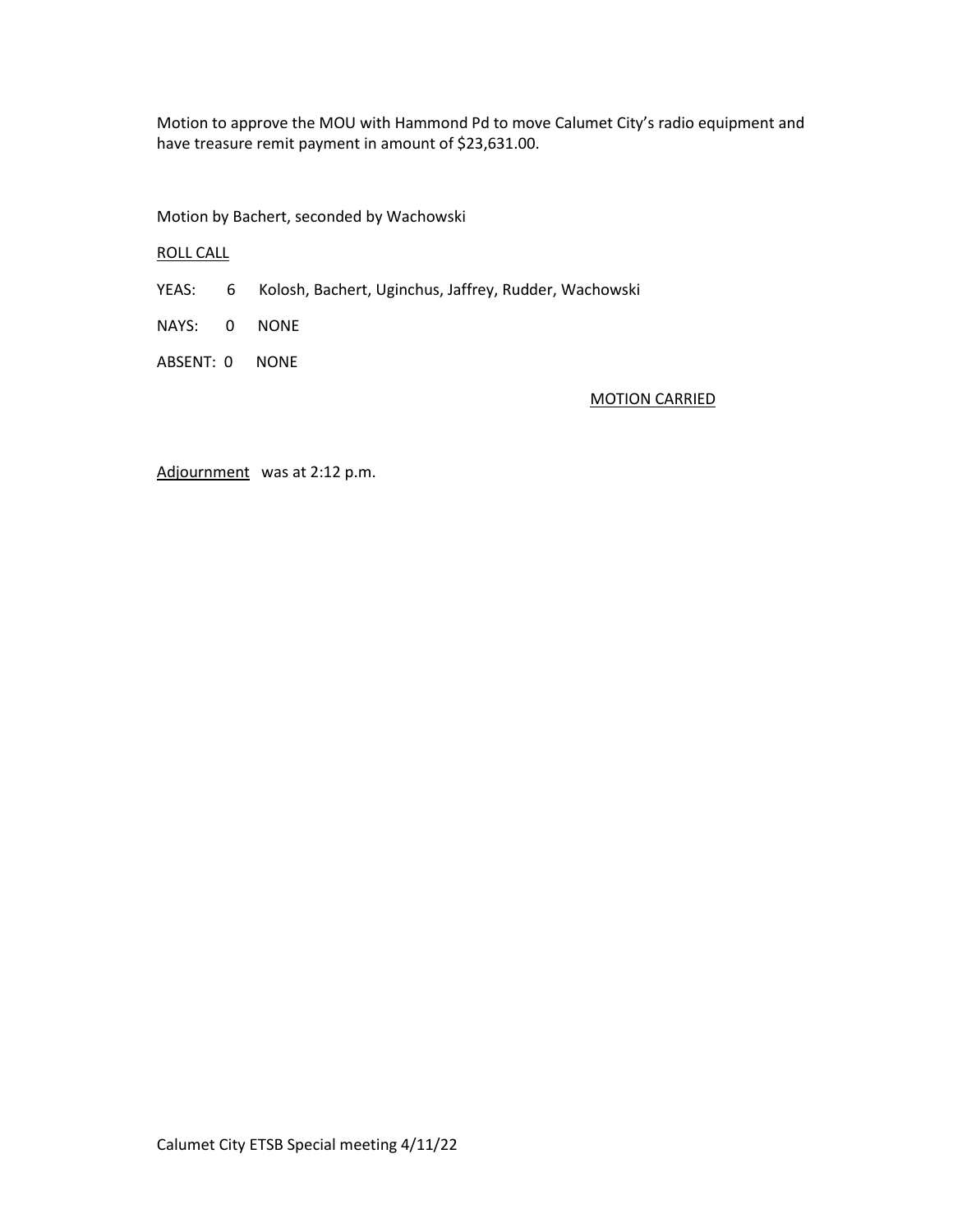Motion to approve the MOU with Hammond Pd to move Calumet City's radio equipment and have treasure remit payment in amount of $23,631.00.

Motion by Bachert, seconded by Wachowski

ROLL CALL

YEAS: 6 Kolosh, Bachert, Uginchus, Jaffrey, Rudder, Wachowski

NAYS: 0 NONE

ABSENT: 0 NONE

MOTION CARRIED

Adjournment was at 2:12 p.m.